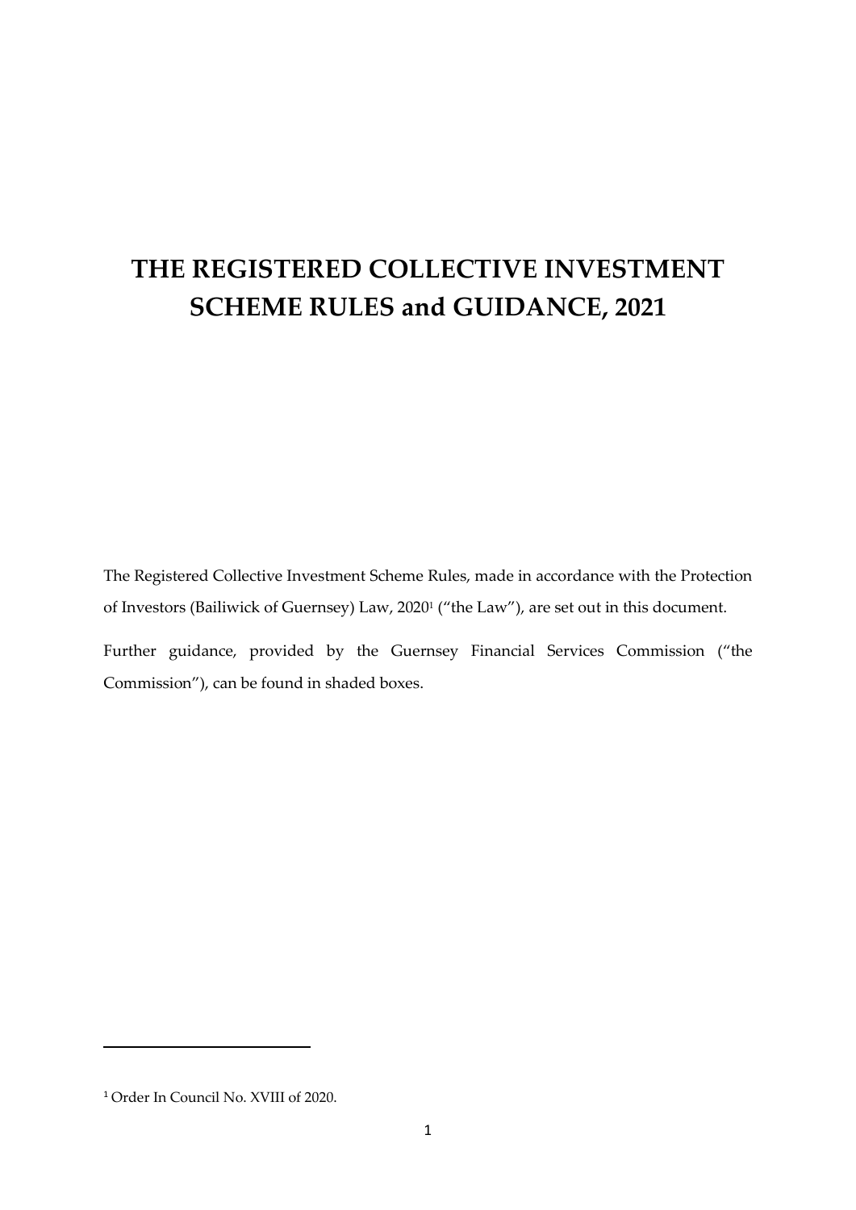# THE REGISTERED COLLECTIVE INVESTMENT SCHEME RULES and GUIDANCE, 2021

The Registered Collective Investment Scheme Rules, made in accordance with the Protection of Investors (Bailiwick of Guernsey) Law, 2020[1] ("the Law"), are set out in this document.

Further guidance, provided by the Guernsey Financial Services Commission ("the Commission"), can be found in shaded boxes.

[1] Order In Council No. XVIII of 2020.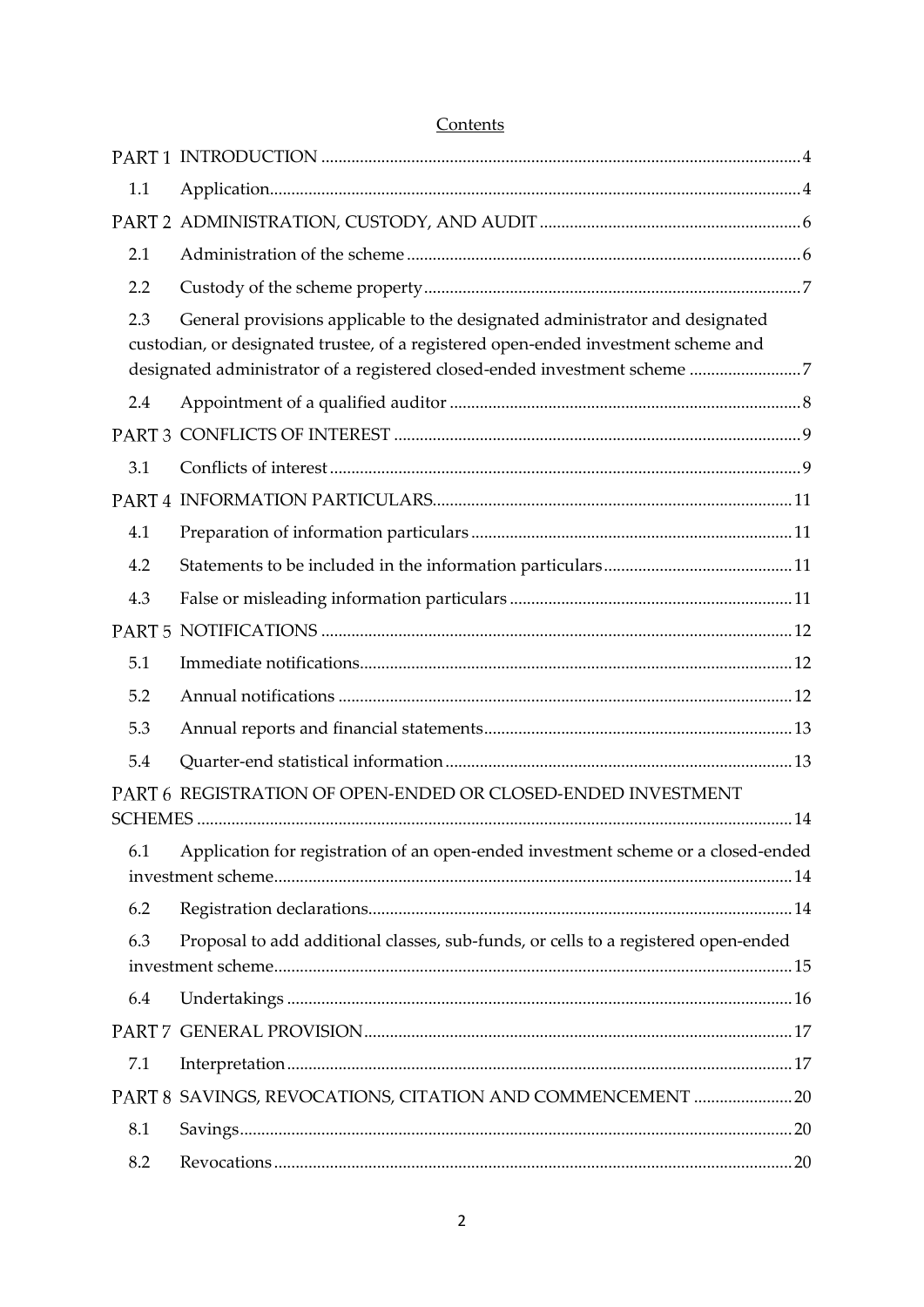Contents

| | | |
|---|---|---|
| PART 1 | INTRODUCTION | 4 |
| 1.1 | Application | 4 |
| PART 2 | ADMINISTRATION, CUSTODY, AND AUDIT | 6 |
| 2.1 | Administration of the scheme | 6 |
| 2.2 | Custody of the scheme property | 7 |
| 2.3 | General provisions applicable to the designated administrator and designated custodian, or designated trustee, of a registered open-ended investment scheme and designated administrator of a registered closed-ended investment scheme | 7 |
| 2.4 | Appointment of a qualified auditor | 8 |
| PART 3 | CONFLICTS OF INTEREST | 9 |
| 3.1 | Conflicts of interest | 9 |
| PART 4 | INFORMATION PARTICULARS | 11 |
| 4.1 | Preparation of information particulars | 11 |
| 4.2 | Statements to be included in the information particulars | 11 |
| 4.3 | False or misleading information particulars | 11 |
| PART 5 | NOTIFICATIONS | 12 |
| 5.1 | Immediate notifications | 12 |
| 5.2 | Annual notifications | 12 |
| 5.3 | Annual reports and financial statements | 13 |
| 5.4 | Quarter-end statistical information | 13 |
| PART 6 | REGISTRATION OF OPEN-ENDED OR CLOSED-ENDED INVESTMENT SCHEMES | 14 |
| 6.1 | Application for registration of an open-ended investment scheme or a closed-ended investment scheme | 14 |
| 6.2 | Registration declarations | 14 |
| 6.3 | Proposal to add additional classes, sub-funds, or cells to a registered open-ended investment scheme | 15 |
| 6.4 | Undertakings | 16 |
| PART 7 | GENERAL PROVISION | 17 |
| 7.1 | Interpretation | 17 |
| PART 8 | SAVINGS, REVOCATIONS, CITATION AND COMMENCEMENT | 20 |
| 8.1 | Savings | 20 |
| 8.2 | Revocations | 20 |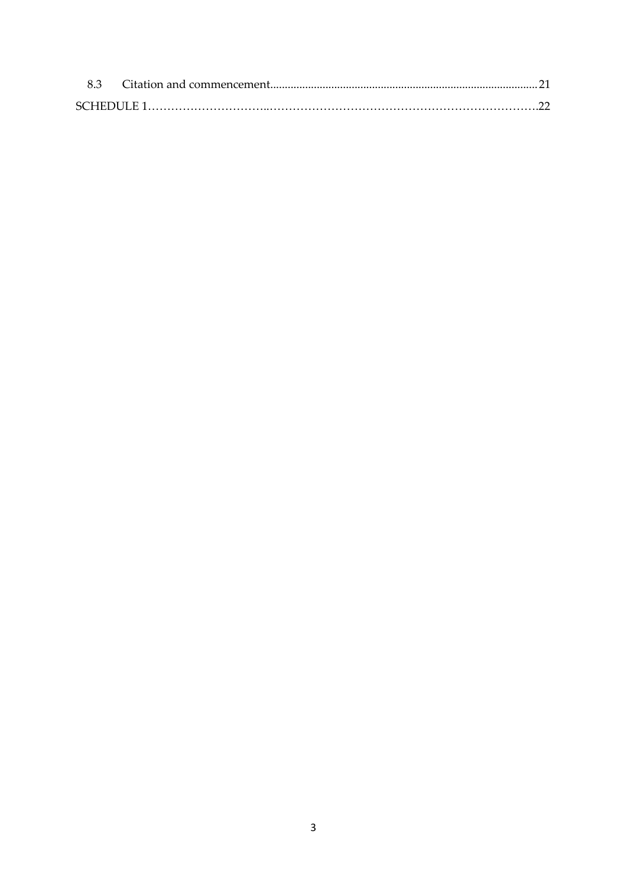8.3 Citation and commencement........................................................................................21

SCHEDULE 1…………………………..……………………………………………………………….22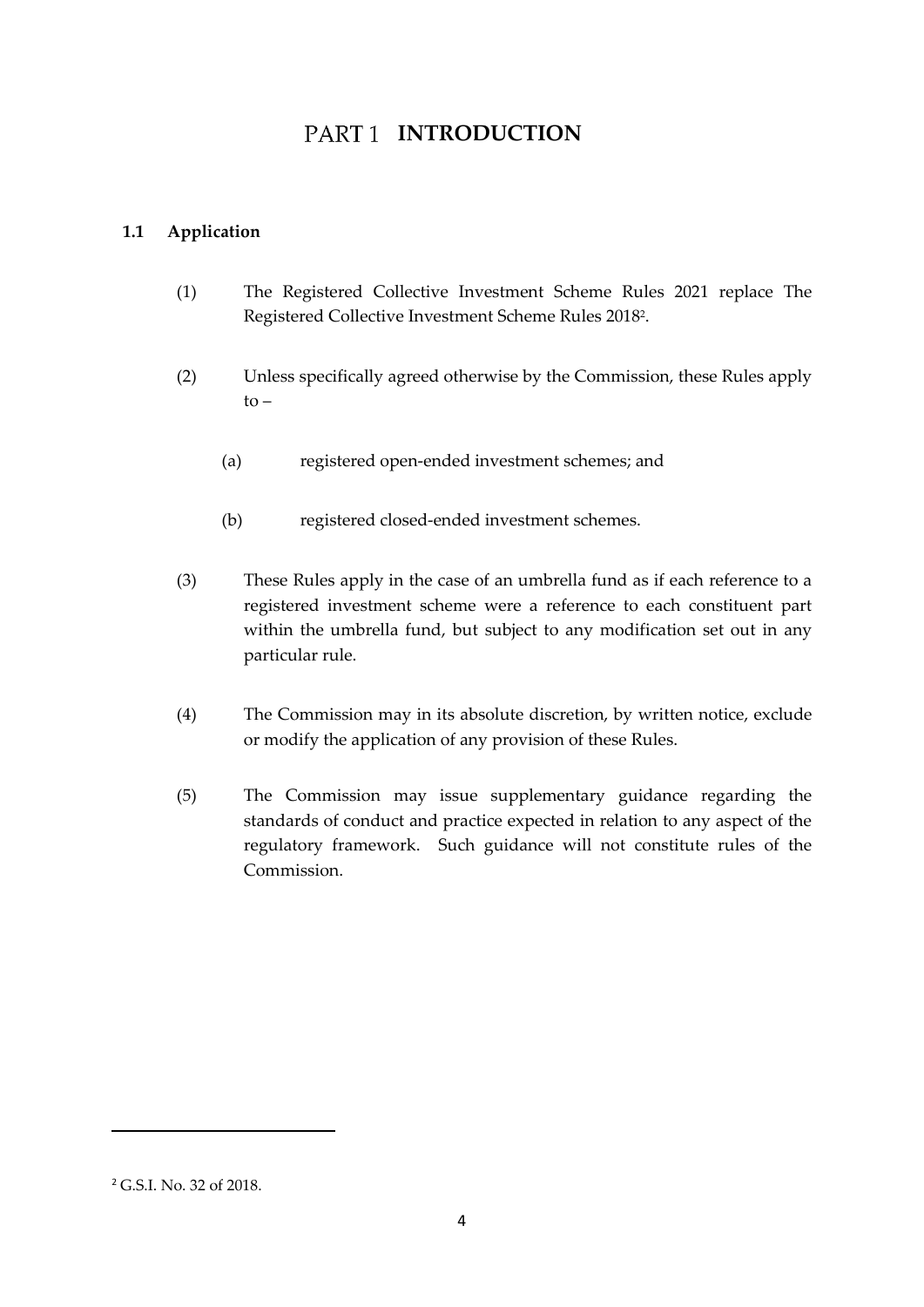# PART 1 INTRODUCTION

## 1.1 Application

(1) The Registered Collective Investment Scheme Rules 2021 replace The Registered Collective Investment Scheme Rules 2018[2].

(2) Unless specifically agreed otherwise by the Commission, these Rules apply to –

(a) registered open-ended investment schemes; and

(b) registered closed-ended investment schemes.

(3) These Rules apply in the case of an umbrella fund as if each reference to a registered investment scheme were a reference to each constituent part within the umbrella fund, but subject to any modification set out in any particular rule.

(4) The Commission may in its absolute discretion, by written notice, exclude or modify the application of any provision of these Rules.

(5) The Commission may issue supplementary guidance regarding the standards of conduct and practice expected in relation to any aspect of the regulatory framework. Such guidance will not constitute rules of the Commission.

---

[2] G.S.I. No. 32 of 2018.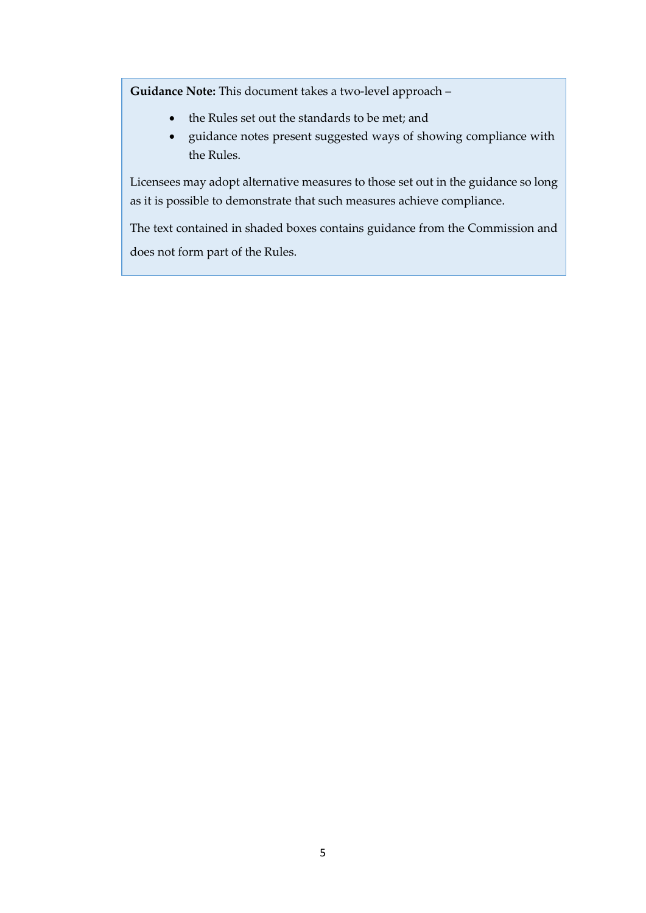> **Guidance Note:** This document takes a two-level approach –
>
> - the Rules set out the standards to be met; and
> - guidance notes present suggested ways of showing compliance with the Rules.
>
> Licensees may adopt alternative measures to those set out in the guidance so long as it is possible to demonstrate that such measures achieve compliance.
>
> The text contained in shaded boxes contains guidance from the Commission and does not form part of the Rules.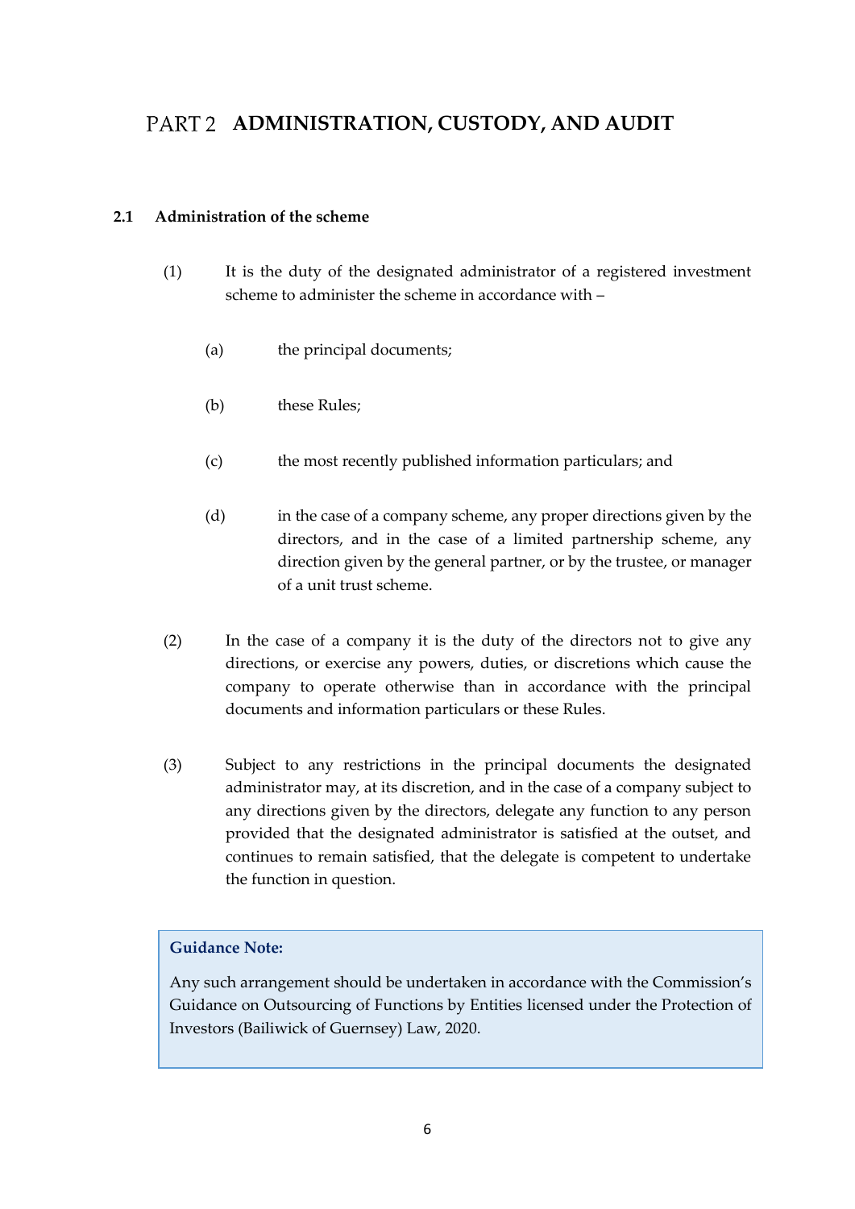# PART 2 ADMINISTRATION, CUSTODY, AND AUDIT

### 2.1 Administration of the scheme

(1) It is the duty of the designated administrator of a registered investment scheme to administer the scheme in accordance with –

(a) the principal documents;

(b) these Rules;

(c) the most recently published information particulars; and

(d) in the case of a company scheme, any proper directions given by the directors, and in the case of a limited partnership scheme, any direction given by the general partner, or by the trustee, or manager of a unit trust scheme.

(2) In the case of a company it is the duty of the directors not to give any directions, or exercise any powers, duties, or discretions which cause the company to operate otherwise than in accordance with the principal documents and information particulars or these Rules.

(3) Subject to any restrictions in the principal documents the designated administrator may, at its discretion, and in the case of a company subject to any directions given by the directors, delegate any function to any person provided that the designated administrator is satisfied at the outset, and continues to remain satisfied, that the delegate is competent to undertake the function in question.

> **Guidance Note:**
>
> Any such arrangement should be undertaken in accordance with the Commission's Guidance on Outsourcing of Functions by Entities licensed under the Protection of Investors (Bailiwick of Guernsey) Law, 2020.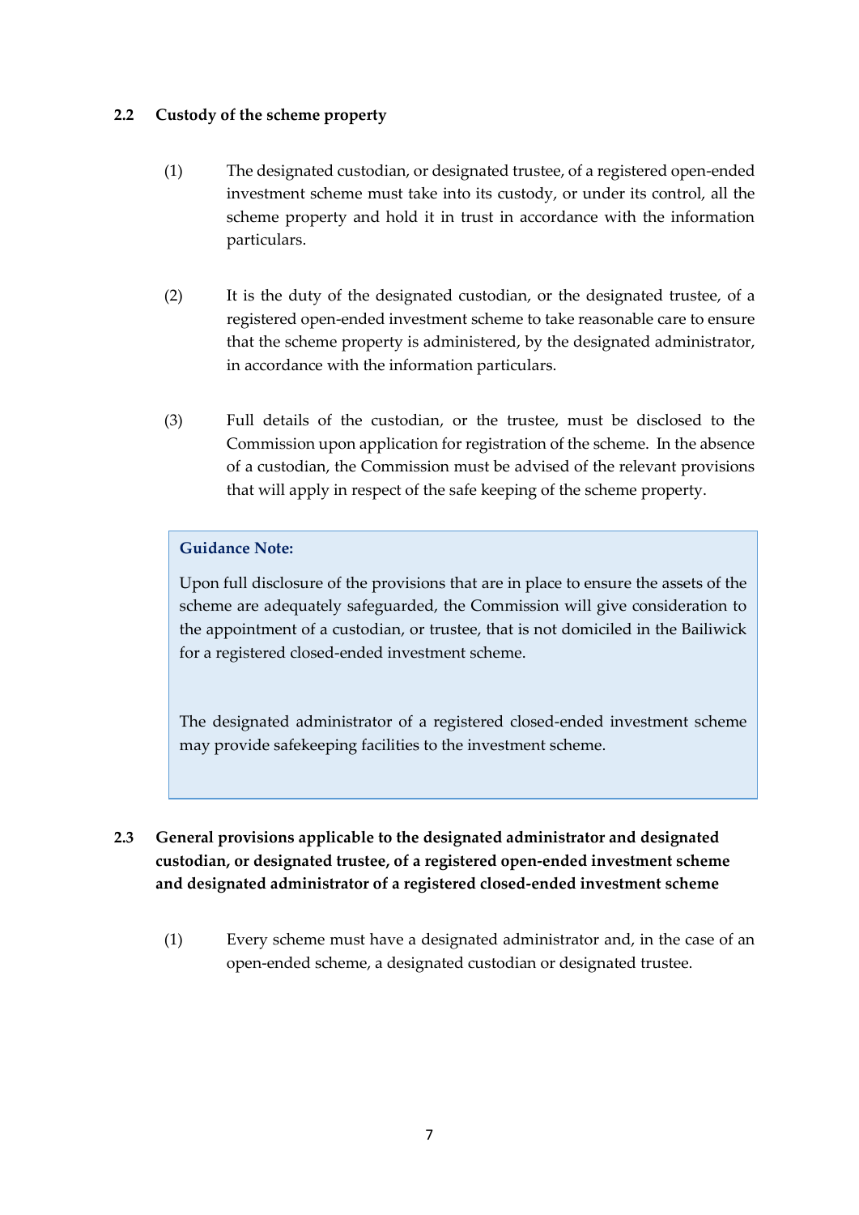## 2.2 Custody of the scheme property

(1) The designated custodian, or designated trustee, of a registered open-ended investment scheme must take into its custody, or under its control, all the scheme property and hold it in trust in accordance with the information particulars.

(2) It is the duty of the designated custodian, or the designated trustee, of a registered open-ended investment scheme to take reasonable care to ensure that the scheme property is administered, by the designated administrator, in accordance with the information particulars.

(3) Full details of the custodian, or the trustee, must be disclosed to the Commission upon application for registration of the scheme. In the absence of a custodian, the Commission must be advised of the relevant provisions that will apply in respect of the safe keeping of the scheme property.

> **Guidance Note:**
>
> Upon full disclosure of the provisions that are in place to ensure the assets of the scheme are adequately safeguarded, the Commission will give consideration to the appointment of a custodian, or trustee, that is not domiciled in the Bailiwick for a registered closed-ended investment scheme.
>
> The designated administrator of a registered closed-ended investment scheme may provide safekeeping facilities to the investment scheme.

## 2.3 General provisions applicable to the designated administrator and designated custodian, or designated trustee, of a registered open-ended investment scheme and designated administrator of a registered closed-ended investment scheme

(1) Every scheme must have a designated administrator and, in the case of an open-ended scheme, a designated custodian or designated trustee.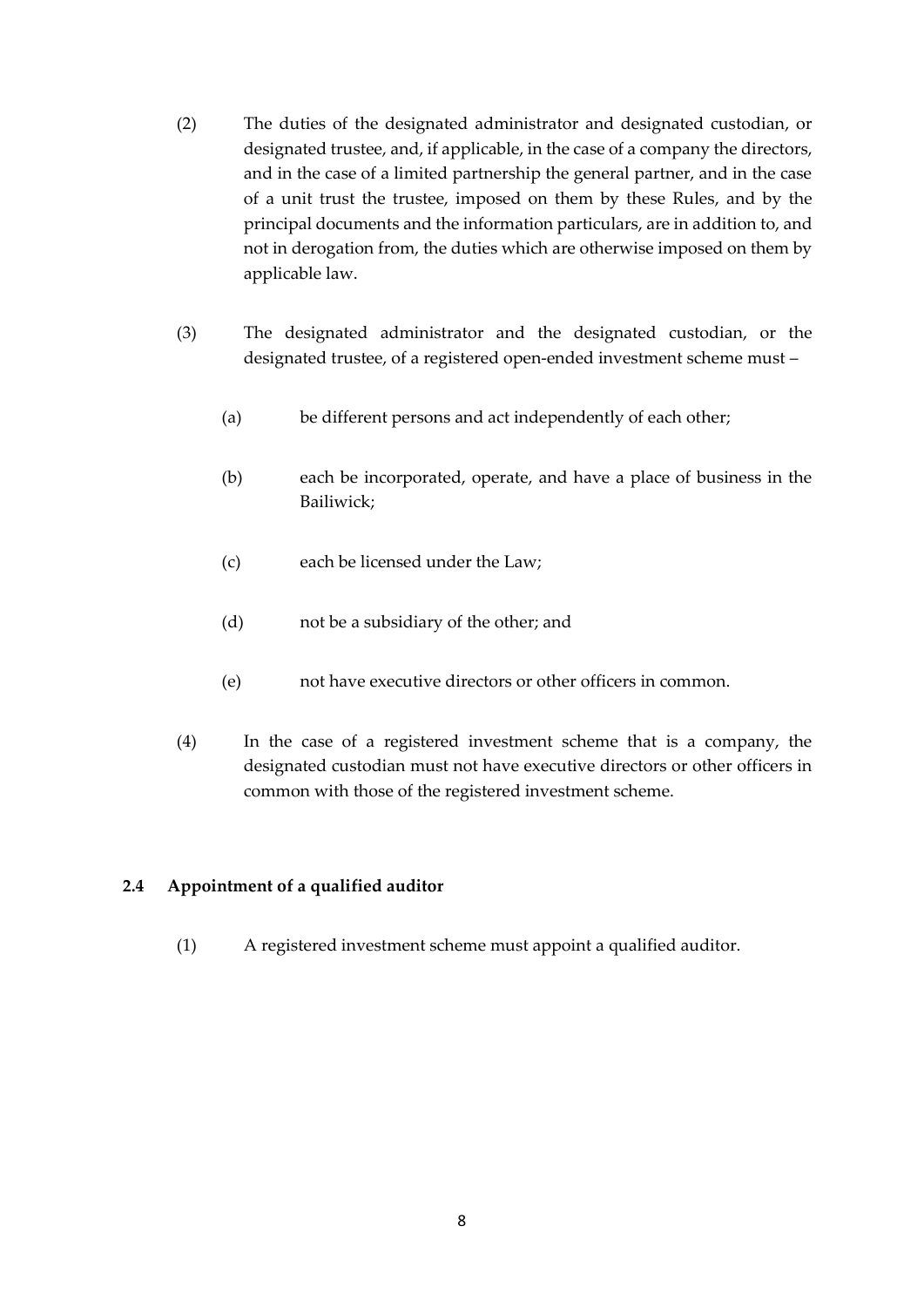(2) The duties of the designated administrator and designated custodian, or designated trustee, and, if applicable, in the case of a company the directors, and in the case of a limited partnership the general partner, and in the case of a unit trust the trustee, imposed on them by these Rules, and by the principal documents and the information particulars, are in addition to, and not in derogation from, the duties which are otherwise imposed on them by applicable law.

(3) The designated administrator and the designated custodian, or the designated trustee, of a registered open-ended investment scheme must –

(a) be different persons and act independently of each other;

(b) each be incorporated, operate, and have a place of business in the Bailiwick;

(c) each be licensed under the Law;

(d) not be a subsidiary of the other; and

(e) not have executive directors or other officers in common.

(4) In the case of a registered investment scheme that is a company, the designated custodian must not have executive directors or other officers in common with those of the registered investment scheme.

### 2.4 Appointment of a qualified auditor

(1) A registered investment scheme must appoint a qualified auditor.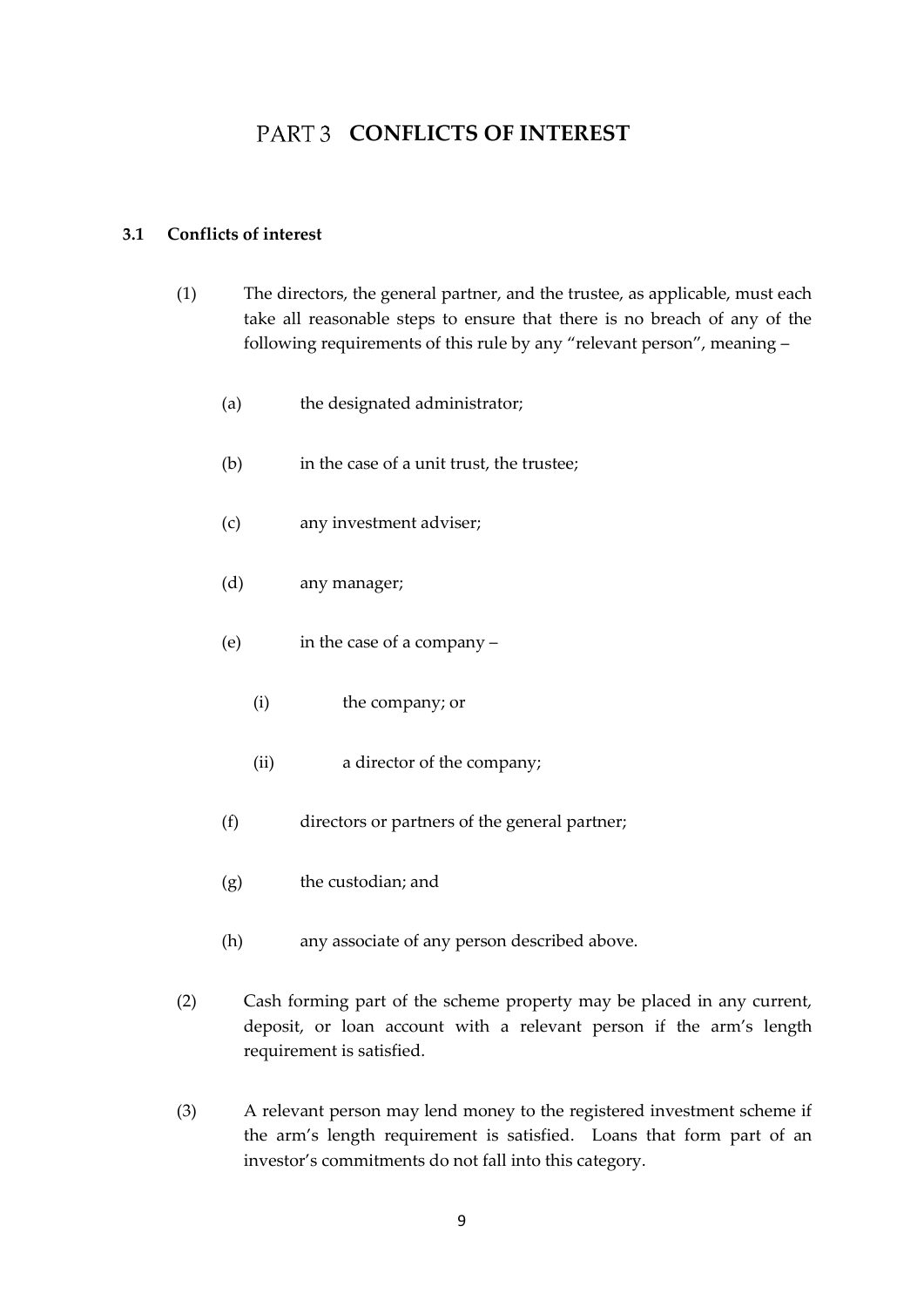# PART 3 CONFLICTS OF INTEREST

### 3.1 Conflicts of interest

(1) The directors, the general partner, and the trustee, as applicable, must each take all reasonable steps to ensure that there is no breach of any of the following requirements of this rule by any "relevant person", meaning –

  (a) the designated administrator;

  (b) in the case of a unit trust, the trustee;

  (c) any investment adviser;

  (d) any manager;

  (e) in the case of a company –

    (i) the company; or

    (ii) a director of the company;

  (f) directors or partners of the general partner;

  (g) the custodian; and

  (h) any associate of any person described above.

(2) Cash forming part of the scheme property may be placed in any current, deposit, or loan account with a relevant person if the arm's length requirement is satisfied.

(3) A relevant person may lend money to the registered investment scheme if the arm's length requirement is satisfied. Loans that form part of an investor's commitments do not fall into this category.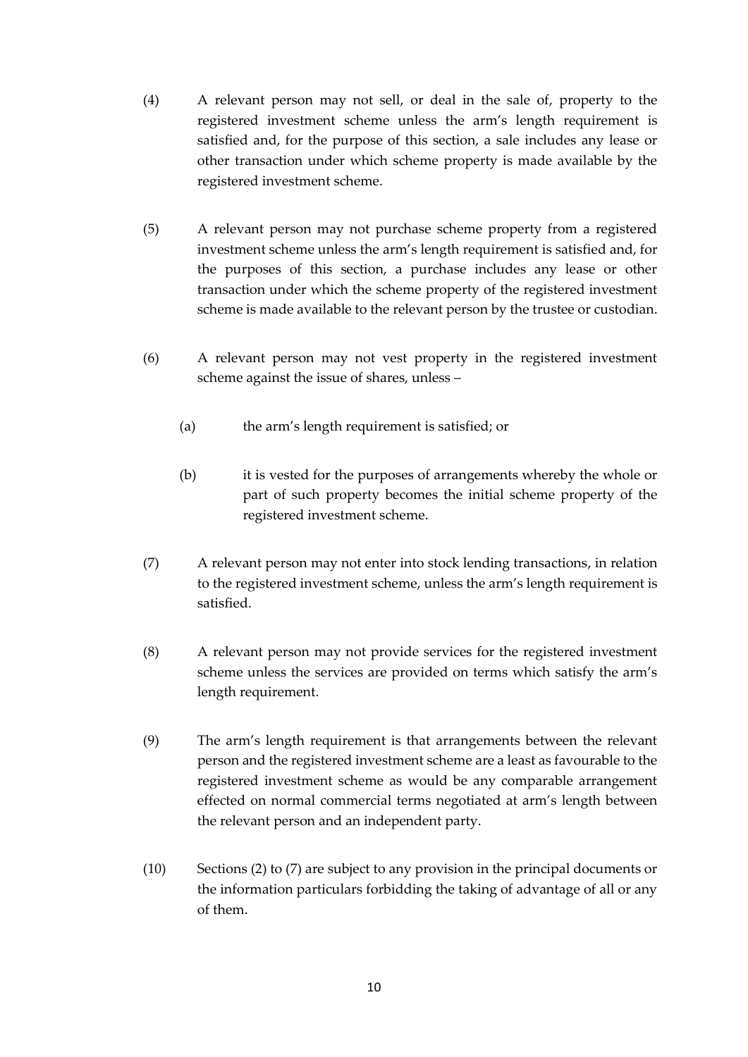(4) A relevant person may not sell, or deal in the sale of, property to the registered investment scheme unless the arm's length requirement is satisfied and, for the purpose of this section, a sale includes any lease or other transaction under which scheme property is made available by the registered investment scheme.

(5) A relevant person may not purchase scheme property from a registered investment scheme unless the arm's length requirement is satisfied and, for the purposes of this section, a purchase includes any lease or other transaction under which the scheme property of the registered investment scheme is made available to the relevant person by the trustee or custodian.

(6) A relevant person may not vest property in the registered investment scheme against the issue of shares, unless –

  (a) the arm's length requirement is satisfied; or

  (b) it is vested for the purposes of arrangements whereby the whole or part of such property becomes the initial scheme property of the registered investment scheme.

(7) A relevant person may not enter into stock lending transactions, in relation to the registered investment scheme, unless the arm's length requirement is satisfied.

(8) A relevant person may not provide services for the registered investment scheme unless the services are provided on terms which satisfy the arm's length requirement.

(9) The arm's length requirement is that arrangements between the relevant person and the registered investment scheme are a least as favourable to the registered investment scheme as would be any comparable arrangement effected on normal commercial terms negotiated at arm's length between the relevant person and an independent party.

(10) Sections (2) to (7) are subject to any provision in the principal documents or the information particulars forbidding the taking of advantage of all or any of them.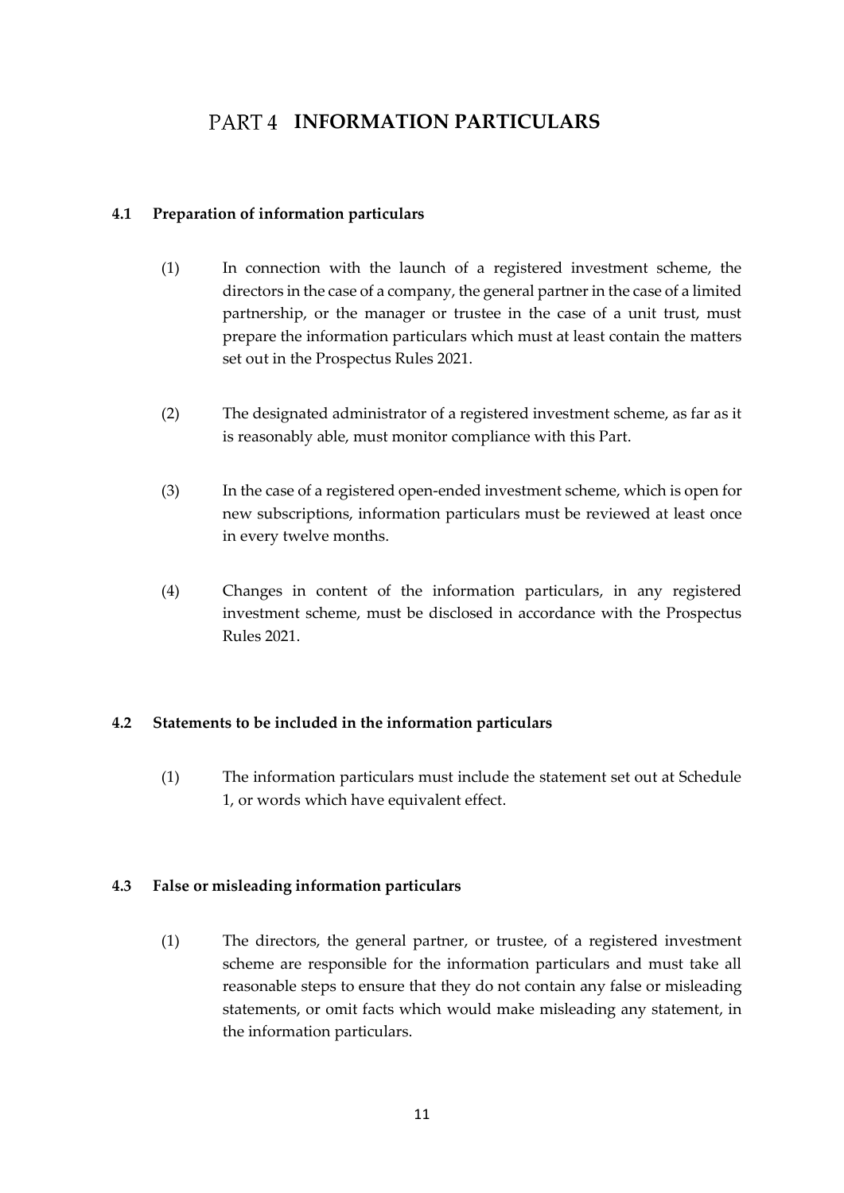# PART 4 INFORMATION PARTICULARS

## 4.1 Preparation of information particulars

(1) In connection with the launch of a registered investment scheme, the directors in the case of a company, the general partner in the case of a limited partnership, or the manager or trustee in the case of a unit trust, must prepare the information particulars which must at least contain the matters set out in the Prospectus Rules 2021.

(2) The designated administrator of a registered investment scheme, as far as it is reasonably able, must monitor compliance with this Part.

(3) In the case of a registered open-ended investment scheme, which is open for new subscriptions, information particulars must be reviewed at least once in every twelve months.

(4) Changes in content of the information particulars, in any registered investment scheme, must be disclosed in accordance with the Prospectus Rules 2021.

## 4.2 Statements to be included in the information particulars

(1) The information particulars must include the statement set out at Schedule 1, or words which have equivalent effect.

## 4.3 False or misleading information particulars

(1) The directors, the general partner, or trustee, of a registered investment scheme are responsible for the information particulars and must take all reasonable steps to ensure that they do not contain any false or misleading statements, or omit facts which would make misleading any statement, in the information particulars.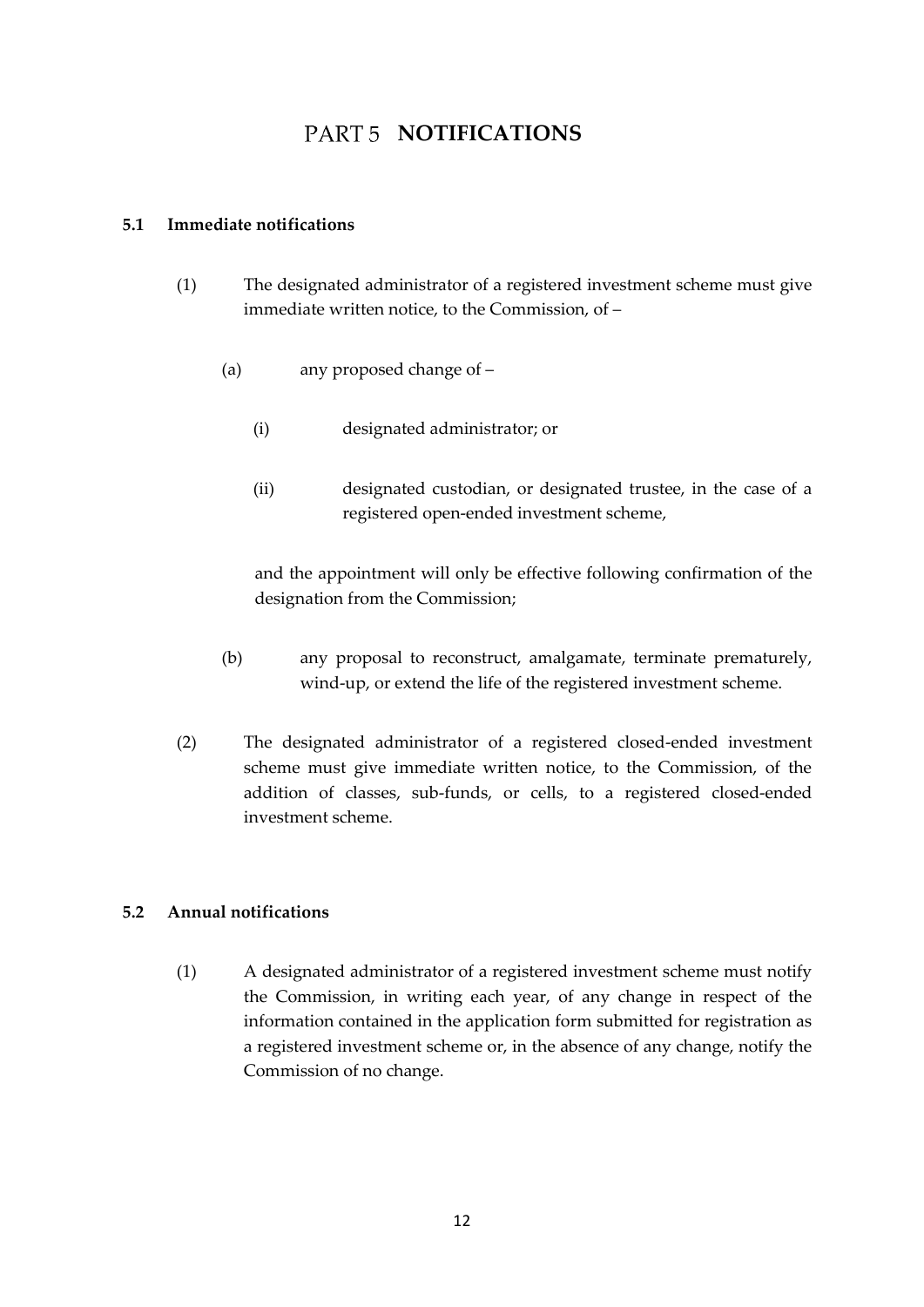# PART 5 NOTIFICATIONS

### 5.1 Immediate notifications

(1) The designated administrator of a registered investment scheme must give immediate written notice, to the Commission, of –

(a) any proposed change of –

(i) designated administrator; or

(ii) designated custodian, or designated trustee, in the case of a registered open-ended investment scheme,

and the appointment will only be effective following confirmation of the designation from the Commission;

(b) any proposal to reconstruct, amalgamate, terminate prematurely, wind-up, or extend the life of the registered investment scheme.

(2) The designated administrator of a registered closed-ended investment scheme must give immediate written notice, to the Commission, of the addition of classes, sub-funds, or cells, to a registered closed-ended investment scheme.

### 5.2 Annual notifications

(1) A designated administrator of a registered investment scheme must notify the Commission, in writing each year, of any change in respect of the information contained in the application form submitted for registration as a registered investment scheme or, in the absence of any change, notify the Commission of no change.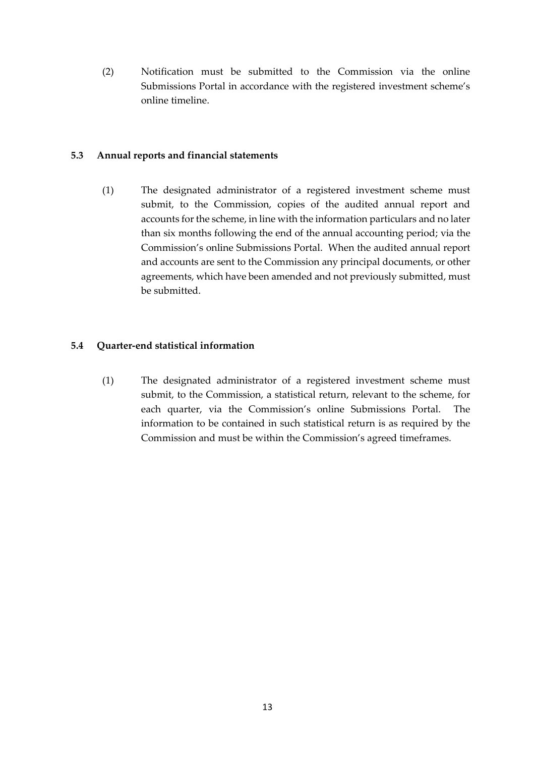(2) Notification must be submitted to the Commission via the online Submissions Portal in accordance with the registered investment scheme's online timeline.

### 5.3 Annual reports and financial statements

(1) The designated administrator of a registered investment scheme must submit, to the Commission, copies of the audited annual report and accounts for the scheme, in line with the information particulars and no later than six months following the end of the annual accounting period; via the Commission's online Submissions Portal. When the audited annual report and accounts are sent to the Commission any principal documents, or other agreements, which have been amended and not previously submitted, must be submitted.

### 5.4 Quarter-end statistical information

(1) The designated administrator of a registered investment scheme must submit, to the Commission, a statistical return, relevant to the scheme, for each quarter, via the Commission's online Submissions Portal. The information to be contained in such statistical return is as required by the Commission and must be within the Commission's agreed timeframes.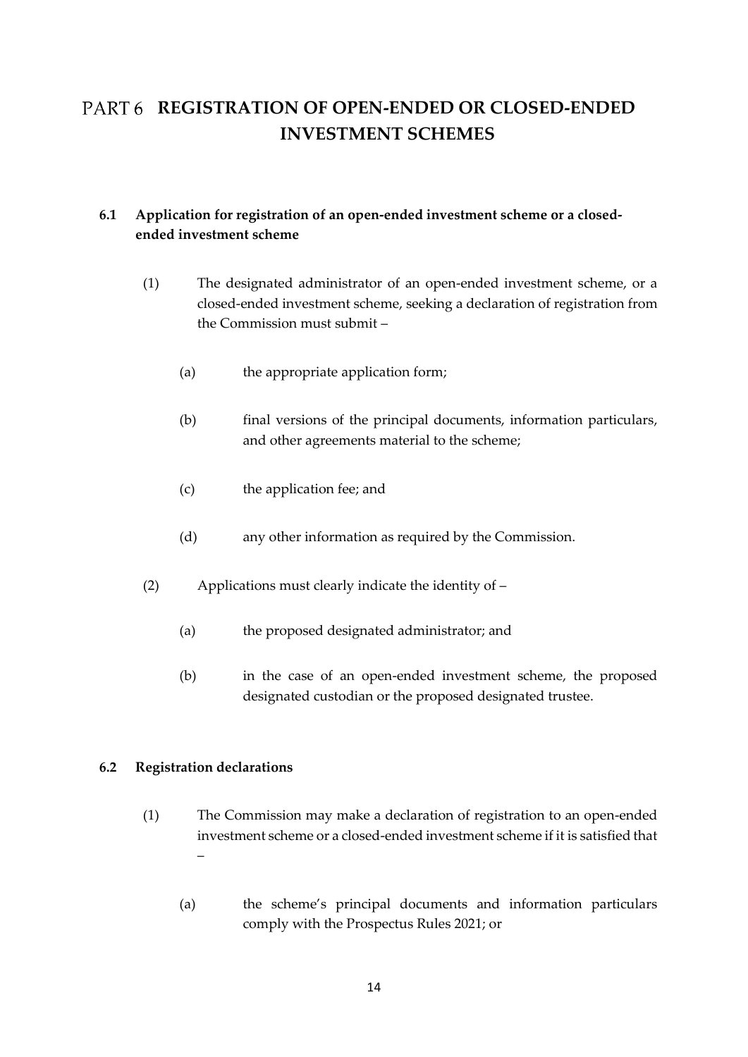# PART 6 REGISTRATION OF OPEN-ENDED OR CLOSED-ENDED INVESTMENT SCHEMES

### 6.1 Application for registration of an open-ended investment scheme or a closed-ended investment scheme

(1) The designated administrator of an open-ended investment scheme, or a closed-ended investment scheme, seeking a declaration of registration from the Commission must submit –

(a) the appropriate application form;

(b) final versions of the principal documents, information particulars, and other agreements material to the scheme;

(c) the application fee; and

(d) any other information as required by the Commission.

(2) Applications must clearly indicate the identity of –

(a) the proposed designated administrator; and

(b) in the case of an open-ended investment scheme, the proposed designated custodian or the proposed designated trustee.

### 6.2 Registration declarations

(1) The Commission may make a declaration of registration to an open-ended investment scheme or a closed-ended investment scheme if it is satisfied that –

(a) the scheme's principal documents and information particulars comply with the Prospectus Rules 2021; or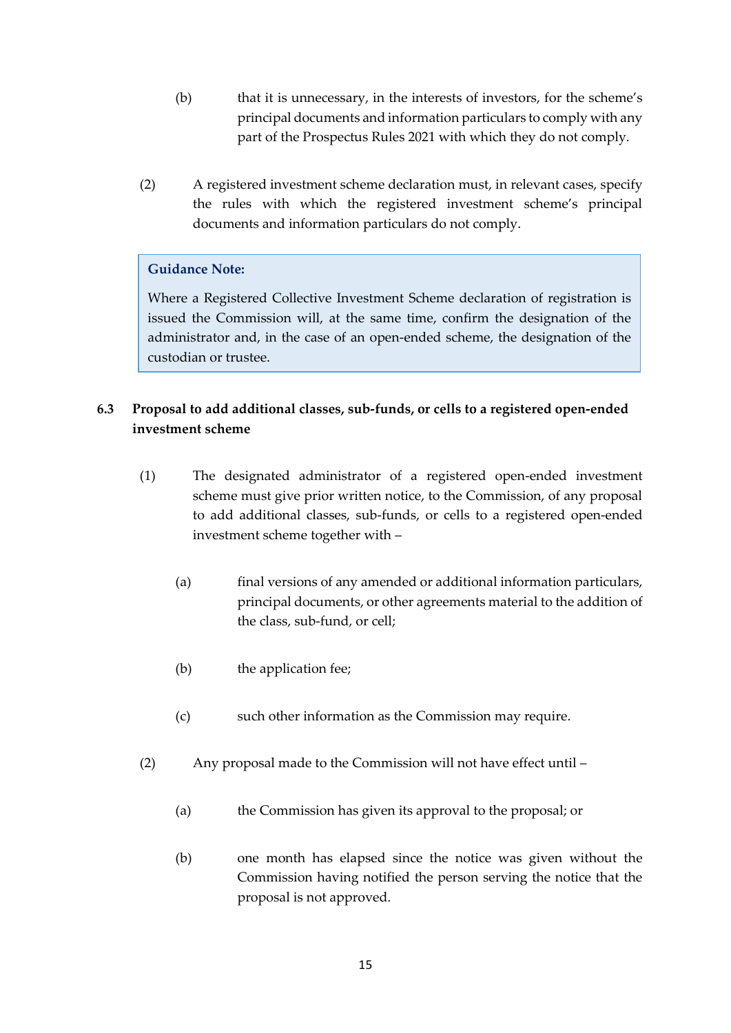(b) that it is unnecessary, in the interests of investors, for the scheme's principal documents and information particulars to comply with any part of the Prospectus Rules 2021 with which they do not comply.

(2) A registered investment scheme declaration must, in relevant cases, specify the rules with which the registered investment scheme's principal documents and information particulars do not comply.

> **Guidance Note:**
>
> Where a Registered Collective Investment Scheme declaration of registration is issued the Commission will, at the same time, confirm the designation of the administrator and, in the case of an open-ended scheme, the designation of the custodian or trustee.

### 6.3 Proposal to add additional classes, sub-funds, or cells to a registered open-ended investment scheme

(1) The designated administrator of a registered open-ended investment scheme must give prior written notice, to the Commission, of any proposal to add additional classes, sub-funds, or cells to a registered open-ended investment scheme together with –

(a) final versions of any amended or additional information particulars, principal documents, or other agreements material to the addition of the class, sub-fund, or cell;

(b) the application fee;

(c) such other information as the Commission may require.

(2) Any proposal made to the Commission will not have effect until –

(a) the Commission has given its approval to the proposal; or

(b) one month has elapsed since the notice was given without the Commission having notified the person serving the notice that the proposal is not approved.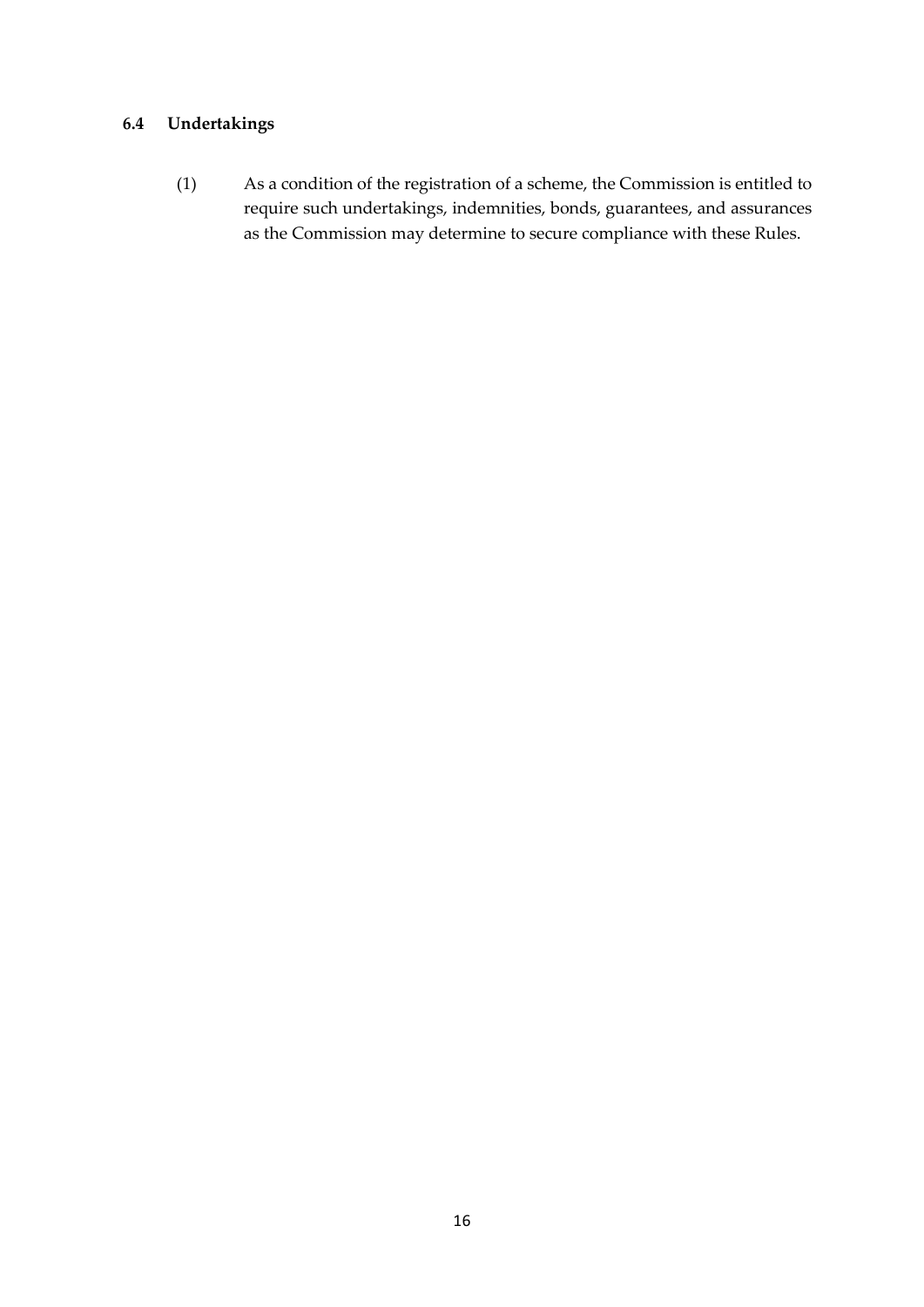### 6.4 Undertakings

(1) As a condition of the registration of a scheme, the Commission is entitled to require such undertakings, indemnities, bonds, guarantees, and assurances as the Commission may determine to secure compliance with these Rules.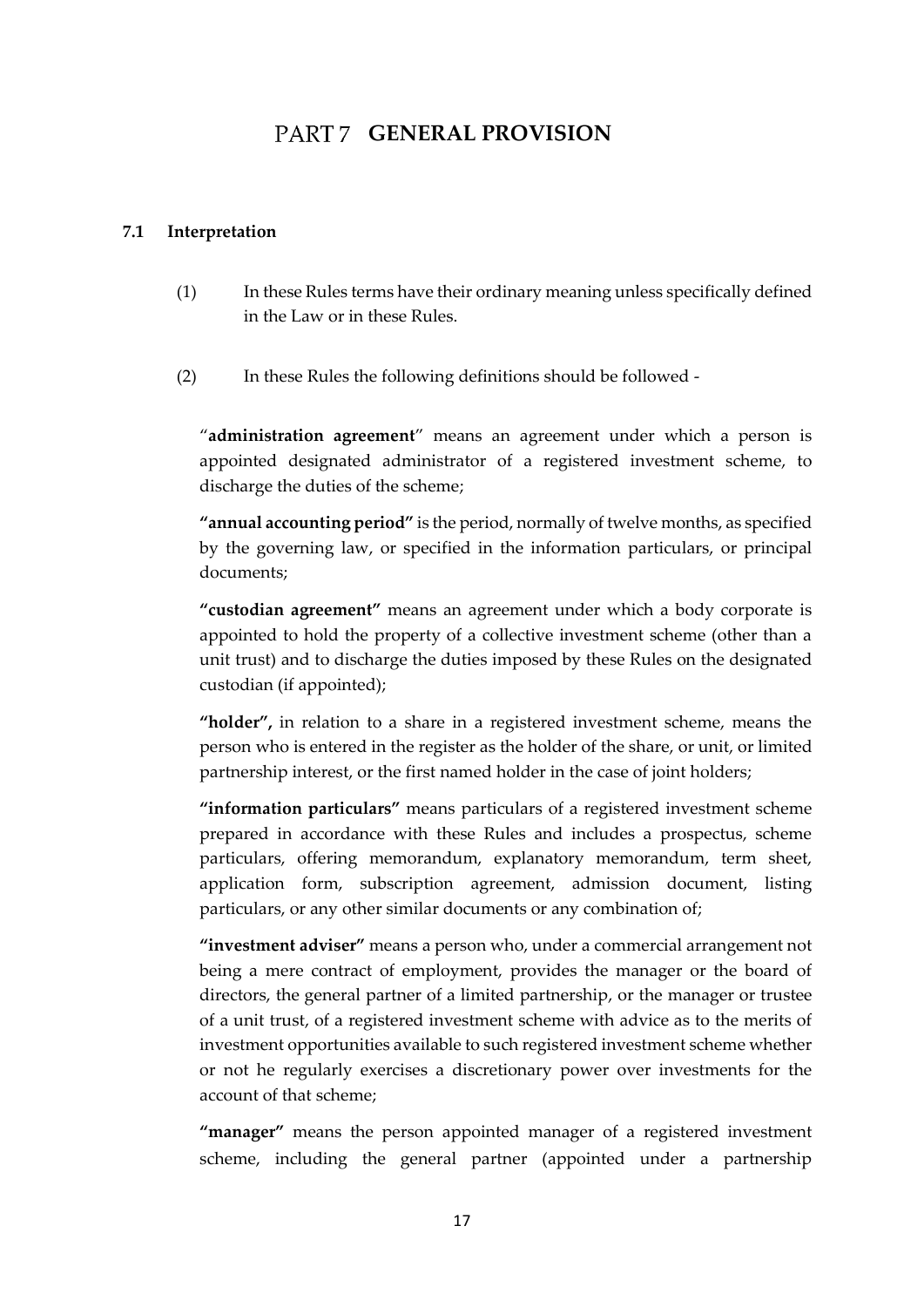# PART 7 GENERAL PROVISION

## 7.1 Interpretation

(1) In these Rules terms have their ordinary meaning unless specifically defined in the Law or in these Rules.

(2) In these Rules the following definitions should be followed -

"**administration agreement**" means an agreement under which a person is appointed designated administrator of a registered investment scheme, to discharge the duties of the scheme;

**"annual accounting period"** is the period, normally of twelve months, as specified by the governing law, or specified in the information particulars, or principal documents;

**"custodian agreement"** means an agreement under which a body corporate is appointed to hold the property of a collective investment scheme (other than a unit trust) and to discharge the duties imposed by these Rules on the designated custodian (if appointed);

**"holder",** in relation to a share in a registered investment scheme, means the person who is entered in the register as the holder of the share, or unit, or limited partnership interest, or the first named holder in the case of joint holders;

**"information particulars"** means particulars of a registered investment scheme prepared in accordance with these Rules and includes a prospectus, scheme particulars, offering memorandum, explanatory memorandum, term sheet, application form, subscription agreement, admission document, listing particulars, or any other similar documents or any combination of;

**"investment adviser"** means a person who, under a commercial arrangement not being a mere contract of employment, provides the manager or the board of directors, the general partner of a limited partnership, or the manager or trustee of a unit trust, of a registered investment scheme with advice as to the merits of investment opportunities available to such registered investment scheme whether or not he regularly exercises a discretionary power over investments for the account of that scheme;

**"manager"** means the person appointed manager of a registered investment scheme, including the general partner (appointed under a partnership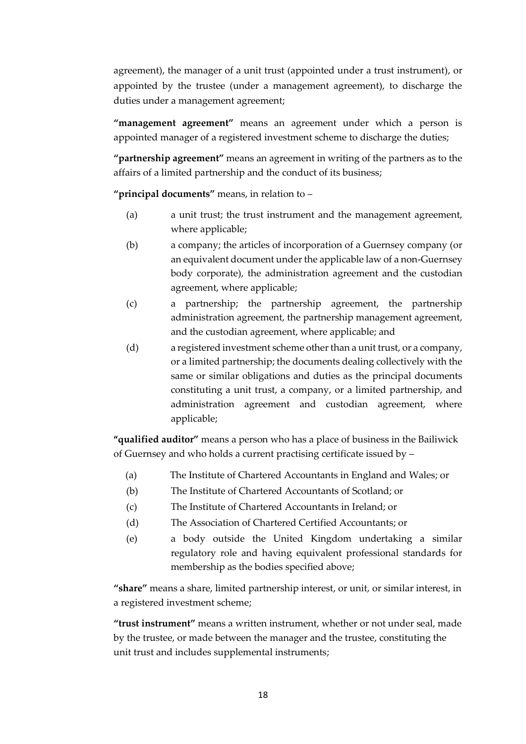agreement), the manager of a unit trust (appointed under a trust instrument), or appointed by the trustee (under a management agreement), to discharge the duties under a management agreement;

**"management agreement"** means an agreement under which a person is appointed manager of a registered investment scheme to discharge the duties;

**"partnership agreement"** means an agreement in writing of the partners as to the affairs of a limited partnership and the conduct of its business;

**"principal documents"** means, in relation to –

(a) a unit trust; the trust instrument and the management agreement, where applicable;

(b) a company; the articles of incorporation of a Guernsey company (or an equivalent document under the applicable law of a non-Guernsey body corporate), the administration agreement and the custodian agreement, where applicable;

(c) a partnership; the partnership agreement, the partnership administration agreement, the partnership management agreement, and the custodian agreement, where applicable; and

(d) a registered investment scheme other than a unit trust, or a company, or a limited partnership; the documents dealing collectively with the same or similar obligations and duties as the principal documents constituting a unit trust, a company, or a limited partnership, and administration agreement and custodian agreement, where applicable;

**"qualified auditor"** means a person who has a place of business in the Bailiwick of Guernsey and who holds a current practising certificate issued by –

(a) The Institute of Chartered Accountants in England and Wales; or

(b) The Institute of Chartered Accountants of Scotland; or

(c) The Institute of Chartered Accountants in Ireland; or

(d) The Association of Chartered Certified Accountants; or

(e) a body outside the United Kingdom undertaking a similar regulatory role and having equivalent professional standards for membership as the bodies specified above;

**"share"** means a share, limited partnership interest, or unit, or similar interest, in a registered investment scheme;

**"trust instrument"** means a written instrument, whether or not under seal, made by the trustee, or made between the manager and the trustee, constituting the unit trust and includes supplemental instruments;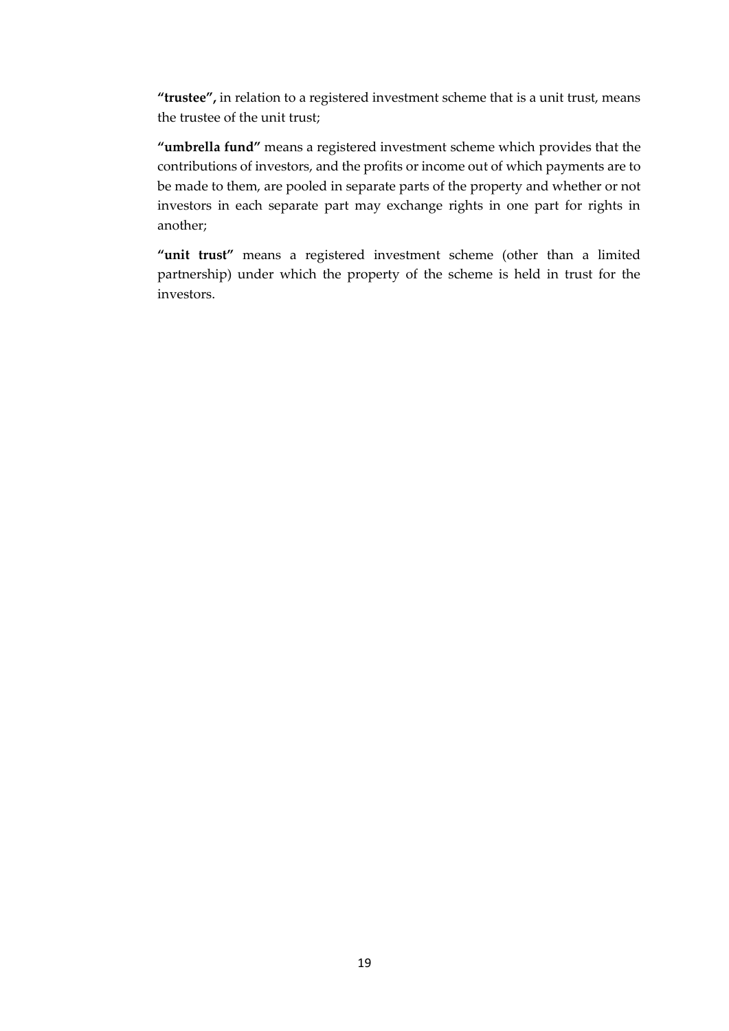**"trustee",** in relation to a registered investment scheme that is a unit trust, means the trustee of the unit trust;

**"umbrella fund"** means a registered investment scheme which provides that the contributions of investors, and the profits or income out of which payments are to be made to them, are pooled in separate parts of the property and whether or not investors in each separate part may exchange rights in one part for rights in another;

**"unit trust"** means a registered investment scheme (other than a limited partnership) under which the property of the scheme is held in trust for the investors.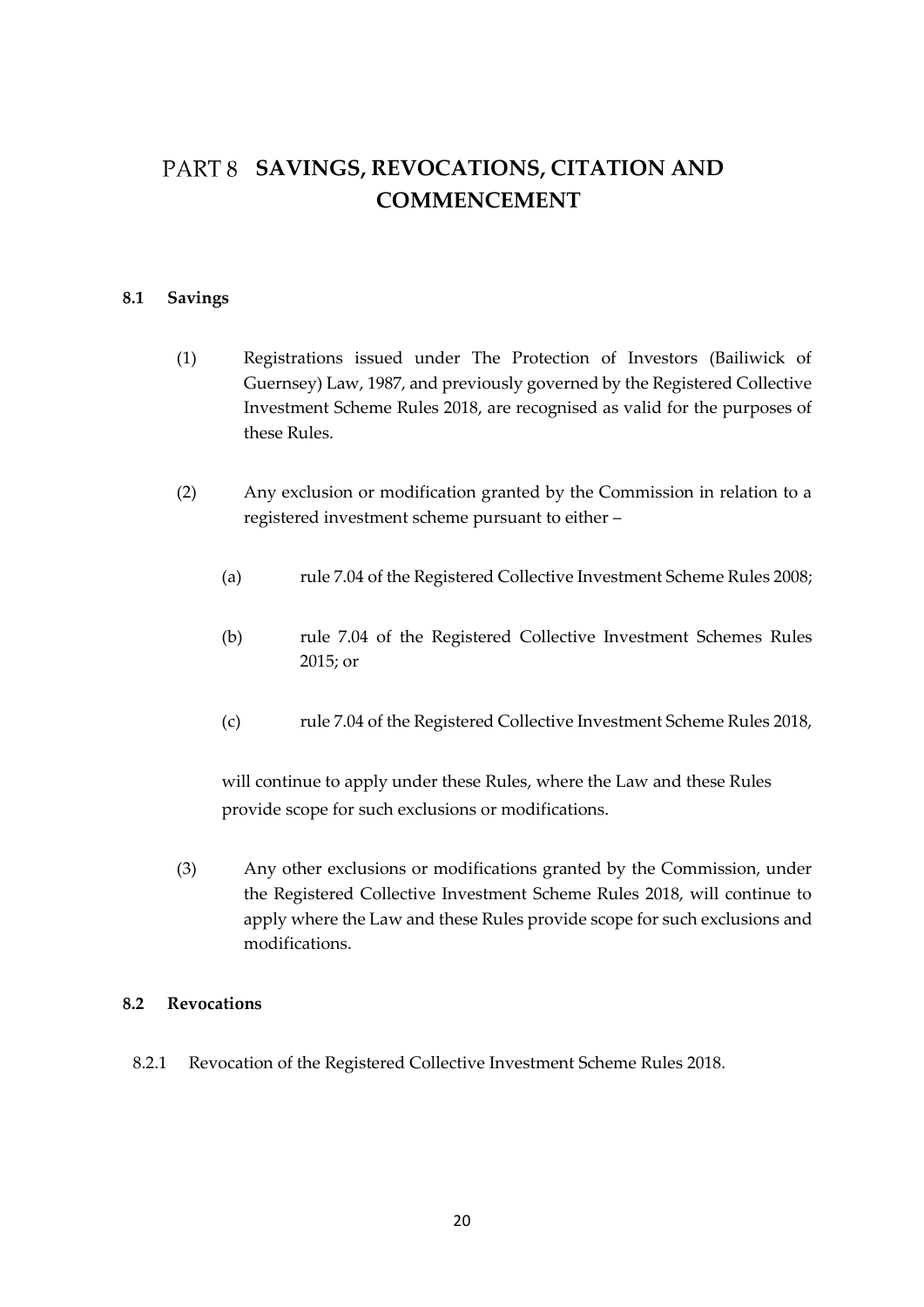# PART 8 SAVINGS, REVOCATIONS, CITATION AND COMMENCEMENT

### 8.1 Savings

(1) Registrations issued under The Protection of Investors (Bailiwick of Guernsey) Law, 1987, and previously governed by the Registered Collective Investment Scheme Rules 2018, are recognised as valid for the purposes of these Rules.

(2) Any exclusion or modification granted by the Commission in relation to a registered investment scheme pursuant to either –

(a) rule 7.04 of the Registered Collective Investment Scheme Rules 2008;

(b) rule 7.04 of the Registered Collective Investment Schemes Rules 2015; or

(c) rule 7.04 of the Registered Collective Investment Scheme Rules 2018,

will continue to apply under these Rules, where the Law and these Rules provide scope for such exclusions or modifications.

(3) Any other exclusions or modifications granted by the Commission, under the Registered Collective Investment Scheme Rules 2018, will continue to apply where the Law and these Rules provide scope for such exclusions and modifications.

### 8.2 Revocations

8.2.1 Revocation of the Registered Collective Investment Scheme Rules 2018.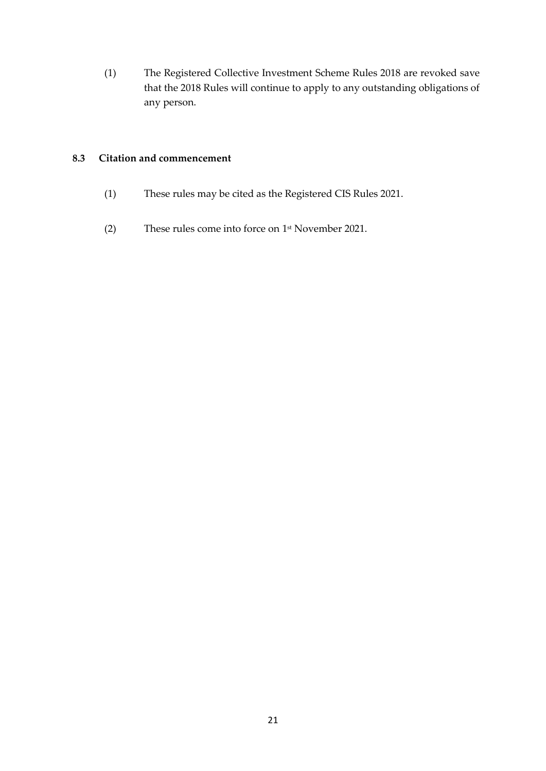(1) The Registered Collective Investment Scheme Rules 2018 are revoked save that the 2018 Rules will continue to apply to any outstanding obligations of any person.

### 8.3 Citation and commencement

(1) These rules may be cited as the Registered CIS Rules 2021.

(2) These rules come into force on 1st November 2021.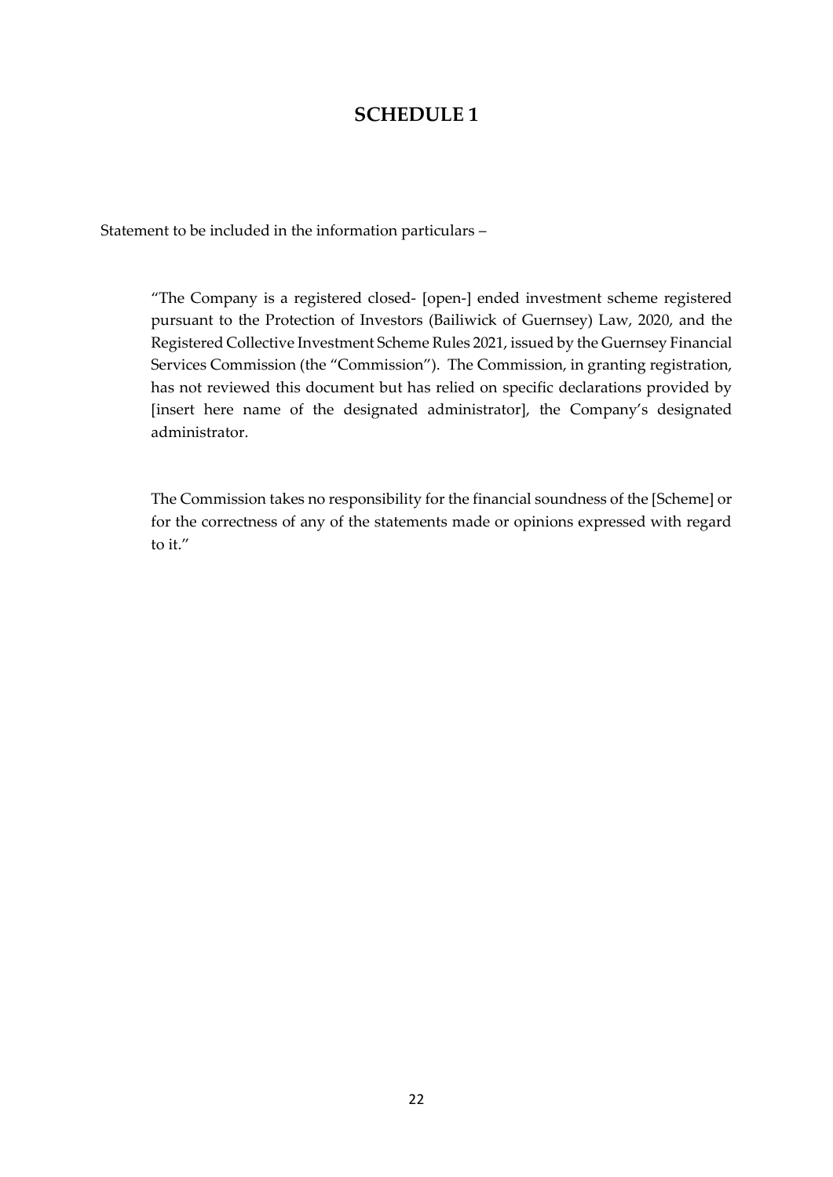# SCHEDULE 1

Statement to be included in the information particulars –

> "The Company is a registered closed- [open-] ended investment scheme registered pursuant to the Protection of Investors (Bailiwick of Guernsey) Law, 2020, and the Registered Collective Investment Scheme Rules 2021, issued by the Guernsey Financial Services Commission (the "Commission"). The Commission, in granting registration, has not reviewed this document but has relied on specific declarations provided by [insert here name of the designated administrator], the Company's designated administrator.
>
> The Commission takes no responsibility for the financial soundness of the [Scheme] or for the correctness of any of the statements made or opinions expressed with regard to it."